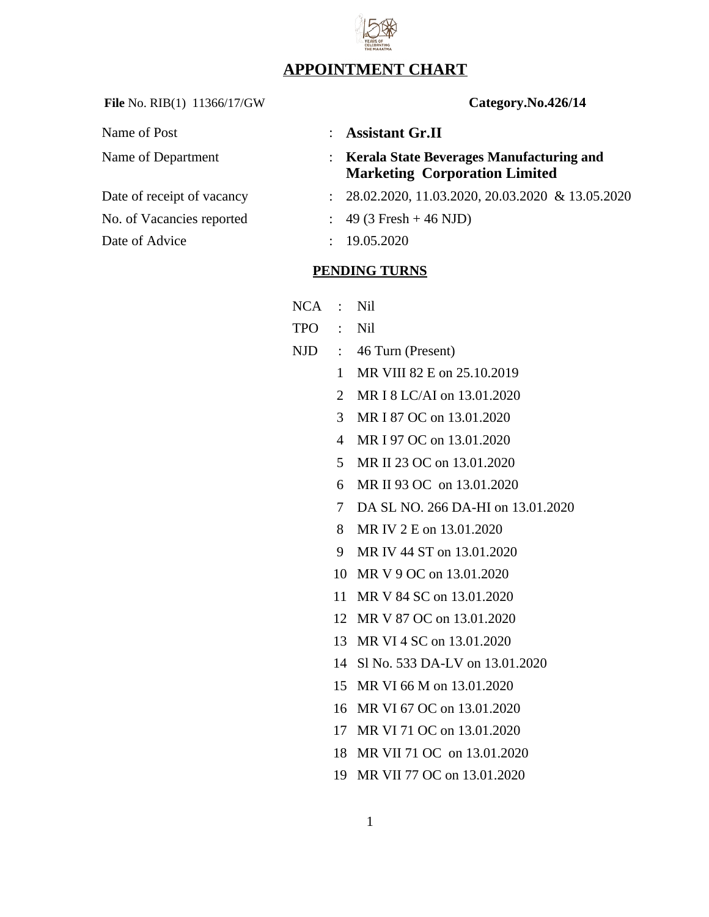# APPOINTMENT CHART

**File** No. RIB(1) 11366/17/GW **Category.No.426/14**

| | | |
|---|---|---|
| Name of Post | : | **Assistant Gr.II** |
| Name of Department | : | **Kerala State Beverages Manufacturing and Marketing Corporation Limited** |
| Date of receipt of vacancy | : | 28.02.2020, 11.03.2020, 20.03.2020 & 13.05.2020 |
| No. of Vacancies reported | : | 49 (3 Fresh + 46 NJD) |
| Date of Advice | : | 19.05.2020 |

## PENDING TURNS

NCA : Nil

TPO : Nil

NJD : 46 Turn (Present)

1. MR VIII 82 E on 25.10.2019
2. MR I 8 LC/AI on 13.01.2020
3. MR I 87 OC on 13.01.2020
4. MR I 97 OC on 13.01.2020
5. MR II 23 OC on 13.01.2020
6. MR II 93 OC on 13.01.2020
7. DA SL NO. 266 DA-HI on 13.01.2020
8. MR IV 2 E on 13.01.2020
9. MR IV 44 ST on 13.01.2020
10. MR V 9 OC on 13.01.2020
11. MR V 84 SC on 13.01.2020
12. MR V 87 OC on 13.01.2020
13. MR VI 4 SC on 13.01.2020
14. Sl No. 533 DA-LV on 13.01.2020
15. MR VI 66 M on 13.01.2020
16. MR VI 67 OC on 13.01.2020
17. MR VI 71 OC on 13.01.2020
18. MR VII 71 OC on 13.01.2020
19. MR VII 77 OC on 13.01.2020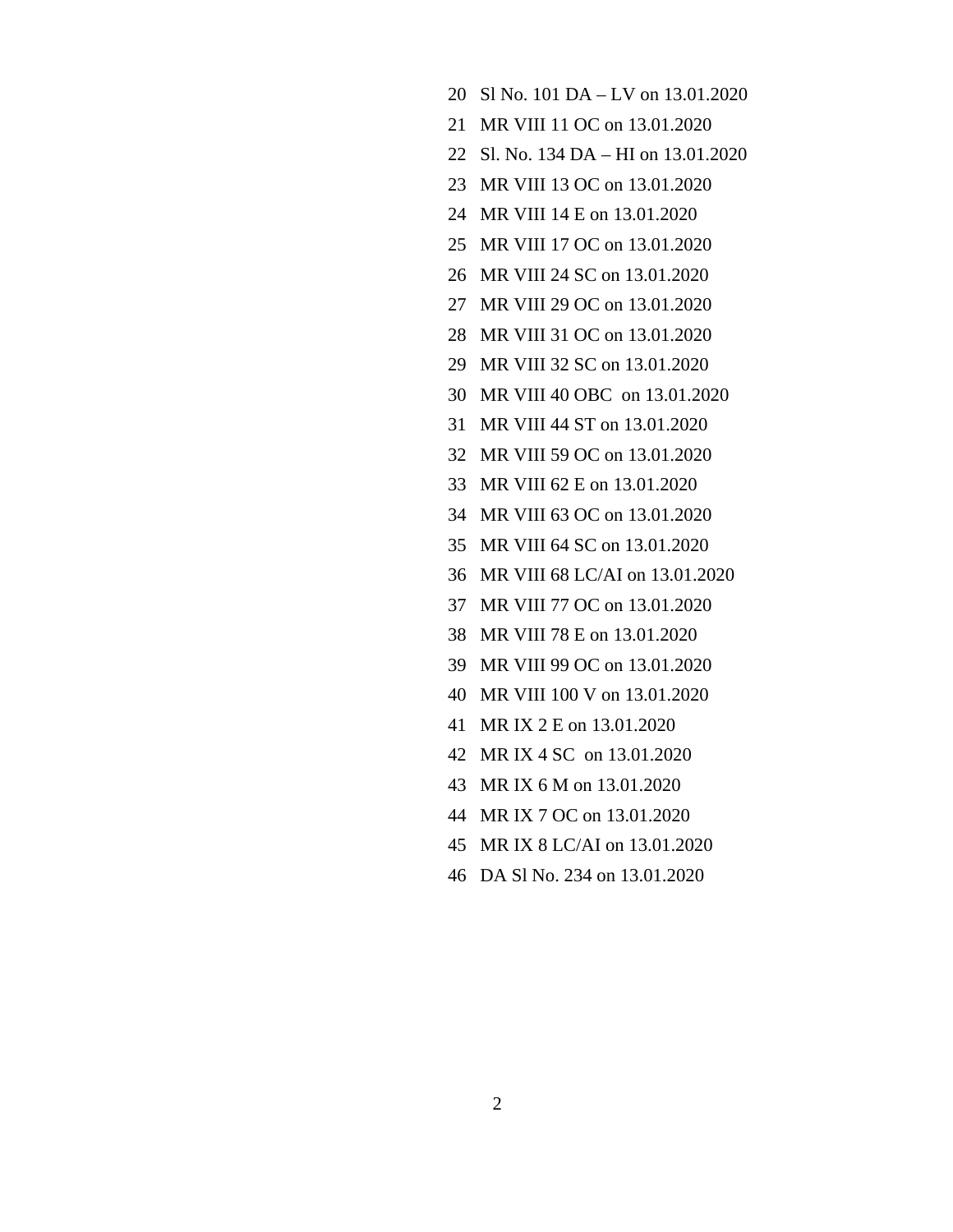20 Sl No. 101 DA – LV on 13.01.2020
21 MR VIII 11 OC on 13.01.2020
22 Sl. No. 134 DA – HI on 13.01.2020
23 MR VIII 13 OC on 13.01.2020
24 MR VIII 14 E on 13.01.2020
25 MR VIII 17 OC on 13.01.2020
26 MR VIII 24 SC on 13.01.2020
27 MR VIII 29 OC on 13.01.2020
28 MR VIII 31 OC on 13.01.2020
29 MR VIII 32 SC on 13.01.2020
30 MR VIII 40 OBC on 13.01.2020
31 MR VIII 44 ST on 13.01.2020
32 MR VIII 59 OC on 13.01.2020
33 MR VIII 62 E on 13.01.2020
34 MR VIII 63 OC on 13.01.2020
35 MR VIII 64 SC on 13.01.2020
36 MR VIII 68 LC/AI on 13.01.2020
37 MR VIII 77 OC on 13.01.2020
38 MR VIII 78 E on 13.01.2020
39 MR VIII 99 OC on 13.01.2020
40 MR VIII 100 V on 13.01.2020
41 MR IX 2 E on 13.01.2020
42 MR IX 4 SC on 13.01.2020
43 MR IX 6 M on 13.01.2020
44 MR IX 7 OC on 13.01.2020
45 MR IX 8 LC/AI on 13.01.2020
46 DA Sl No. 234 on 13.01.2020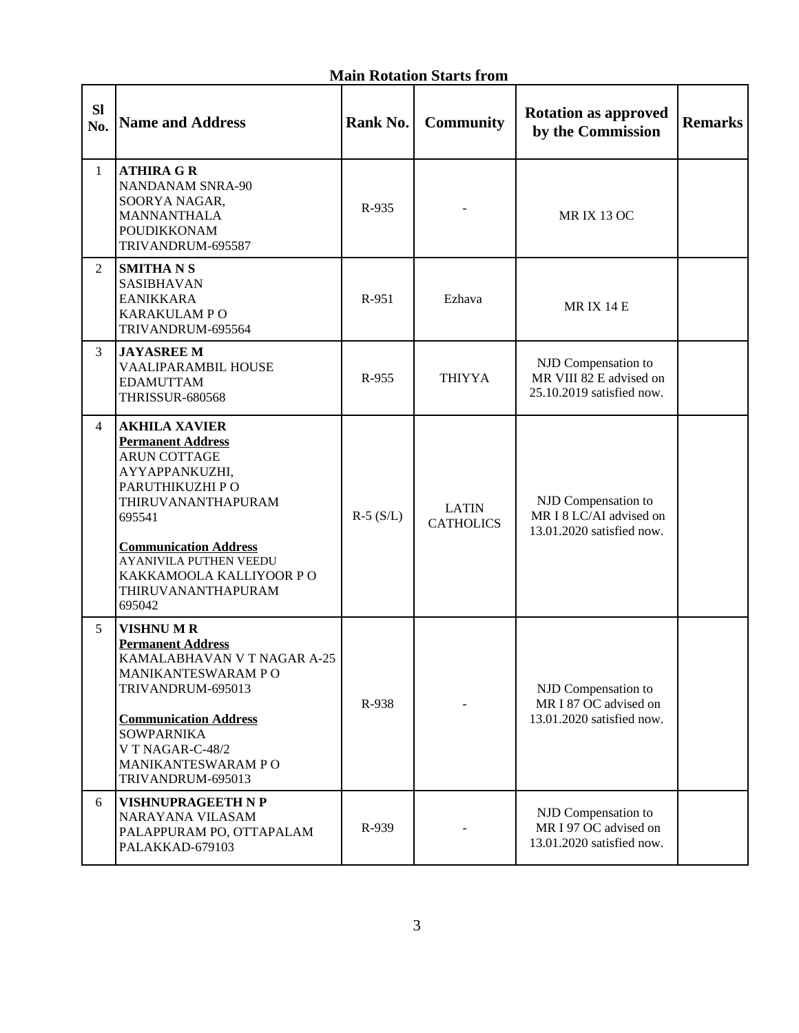**Main Rotation Starts from**

| Sl No. | Name and Address | Rank No. | Community | Rotation as approved by the Commission | Remarks |
|---|---|---|---|---|---|
| 1 | **ATHIRA G R**<br>NANDANAM SNRA-90<br>SOORYA NAGAR,<br>MANNANTHALA<br>POUDIKKONAM<br>TRIVANDRUM-695587 | R-935 | - | MR IX 13 OC | |
| 2 | **SMITHA N S**<br>SASIBHAVAN<br>EANIKKARA<br>KARAKULAM P O<br>TRIVANDRUM-695564 | R-951 | Ezhava | MR IX 14 E | |
| 3 | **JAYASREE M**<br>VAALIPARAMBIL HOUSE<br>EDAMUTTAM<br>THRISSUR-680568 | R-955 | THIYYA | NJD Compensation to MR VIII 82 E advised on 25.10.2019 satisfied now. | |
| 4 | **AKHILA XAVIER**<br>**Permanent Address**<br>ARUN COTTAGE<br>AYYAPPANKUZHI,<br>PARUTHIKUZHI P O<br>THIRUVANANTHAPURAM<br>695541<br>**Communication Address**<br>AYANIVILA PUTHEN VEEDU<br>KAKKAMOOLA KALLIYOOR P O<br>THIRUVANANTHAPURAM<br>695042 | R-5 (S/L) | LATIN CATHOLICS | NJD Compensation to MR I 8 LC/AI advised on 13.01.2020 satisfied now. | |
| 5 | **VISHNU M R**<br>**Permanent Address**<br>KAMALABHAVAN V T NAGAR A-25<br>MANIKANTESWARAM P O<br>TRIVANDRUM-695013<br>**Communication Address**<br>SOWPARNIKA<br>V T NAGAR-C-48/2<br>MANIKANTESWARAM P O<br>TRIVANDRUM-695013 | R-938 | - | NJD Compensation to MR I 87 OC advised on 13.01.2020 satisfied now. | |
| 6 | **VISHNUPRAGEETH N P**<br>NARAYANA VILASAM<br>PALAPPURAM PO, OTTAPALAM<br>PALAKKAD-679103 | R-939 | - | NJD Compensation to MR I 97 OC advised on 13.01.2020 satisfied now. | |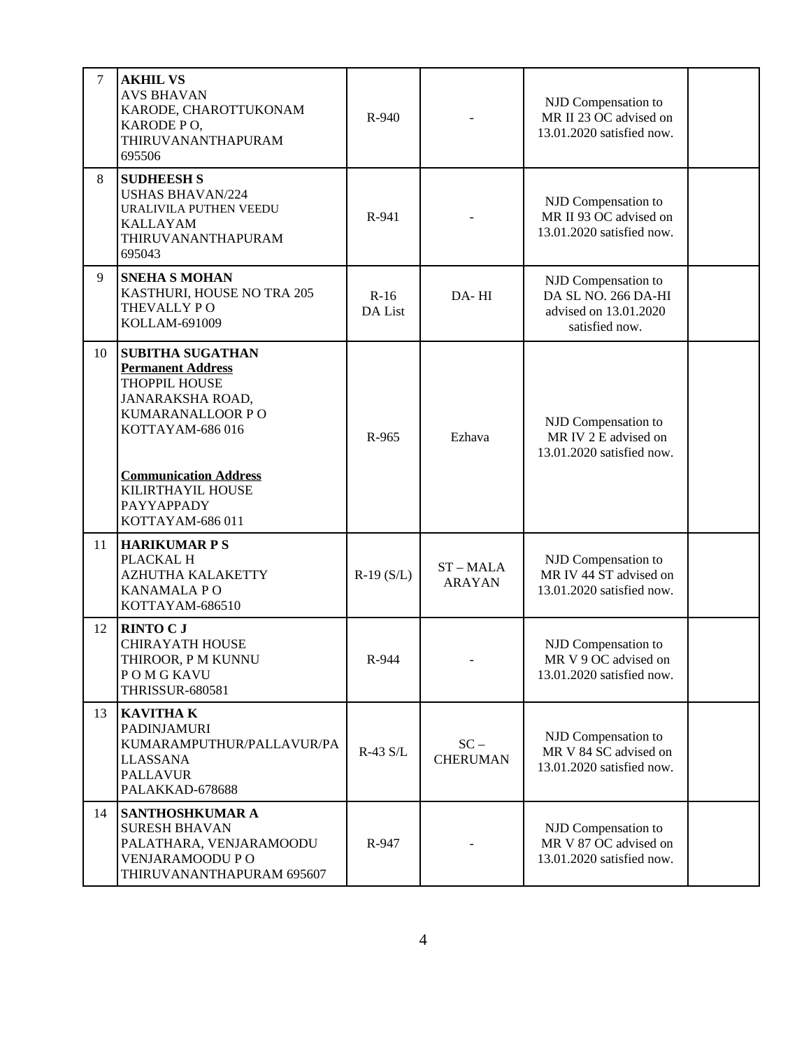| 7 | **AKHIL VS**<br>AVS BHAVAN<br>KARODE, CHAROTTUKONAM<br>KARODE P O,<br>THIRUVANANTHAPURAM<br>695506 | R-940 | - | NJD Compensation to MR II 23 OC advised on 13.01.2020 satisfied now. | |
|---|---|---|---|---|---|
| 8 | **SUDHEESH S**<br>USHAS BHAVAN/224<br>URALIVILA PUTHEN VEEDU<br>KALLAYAM<br>THIRUVANANTHAPURAM<br>695043 | R-941 | - | NJD Compensation to MR II 93 OC advised on 13.01.2020 satisfied now. | |
| 9 | **SNEHA S MOHAN**<br>KASTHURI, HOUSE NO TRA 205<br>THEVALLY P O<br>KOLLAM-691009 | R-16<br>DA List | DA- HI | NJD Compensation to DA SL NO. 266 DA-HI advised on 13.01.2020 satisfied now. | |
| 10 | **SUBITHA SUGATHAN**<br>**Permanent Address**<br>THOPPIL HOUSE<br>JANARAKSHA ROAD,<br>KUMARANALLOOR P O<br>KOTTAYAM-686 016<br><br>**Communication Address**<br>KILIRTHAYIL HOUSE<br>PAYYAPPADY<br>KOTTAYAM-686 011 | R-965 | Ezhava | NJD Compensation to MR IV 2 E advised on 13.01.2020 satisfied now. | |
| 11 | **HARIKUMAR P S**<br>PLACKAL H<br>AZHUTHA KALAKETTY<br>KANAMALA P O<br>KOTTAYAM-686510 | R-19 (S/L) | ST – MALA ARAYAN | NJD Compensation to MR IV 44 ST advised on 13.01.2020 satisfied now. | |
| 12 | **RINTO C J**<br>CHIRAYATH HOUSE<br>THIROOR, P M KUNNU<br>P O M G KAVU<br>THRISSUR-680581 | R-944 | - | NJD Compensation to MR V 9 OC advised on 13.01.2020 satisfied now. | |
| 13 | **KAVITHA K**<br>PADINJAMURI<br>KUMARAMPUTHUR/PALLAVUR/PALLASSANA<br>PALLAVUR<br>PALAKKAD-678688 | R-43 S/L | SC – CHERUMAN | NJD Compensation to MR V 84 SC advised on 13.01.2020 satisfied now. | |
| 14 | **SANTHOSHKUMAR A**<br>SURESH BHAVAN<br>PALATHARA, VENJARAMOODU<br>VENJARAMOODU P O<br>THIRUVANANTHAPURAM 695607 | R-947 | - | NJD Compensation to MR V 87 OC advised on 13.01.2020 satisfied now. | |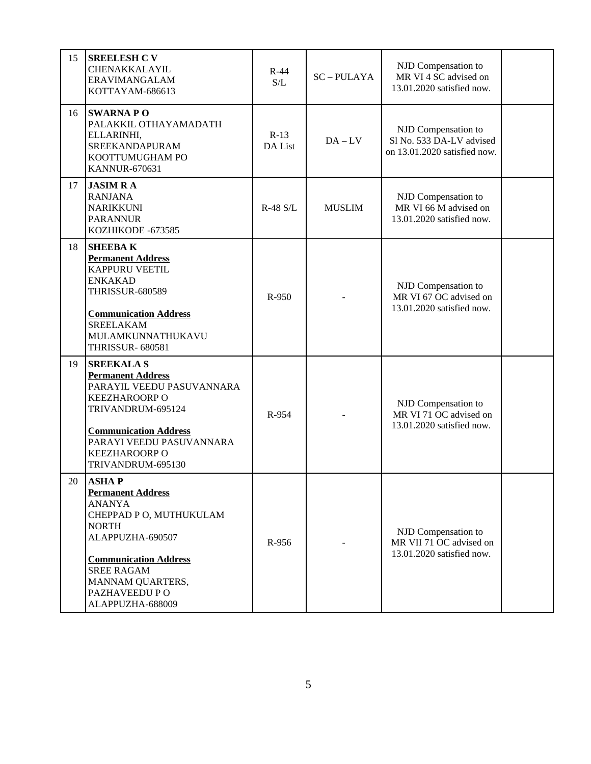| 15 | **SREELESH C V**<br>CHENAKKALAYIL<br>ERAVIMANGALAM<br>KOTTAYAM-686613 | R-44 S/L | SC – PULAYA | NJD Compensation to MR VI 4 SC advised on 13.01.2020 satisfied now. | |
|---|---|---|---|---|---|
| 16 | **SWARNA P O**<br>PALAKKIL OTHAYAMADATH<br>ELLARINHI,<br>SREEKANDAPURAM<br>KOOTTUMUGHAM PO<br>KANNUR-670631 | R-13 DA List | DA – LV | NJD Compensation to Sl No. 533 DA-LV advised on 13.01.2020 satisfied now. | |
| 17 | **JASIM R A**<br>RANJANA<br>NARIKKUNI<br>PARANNUR<br>KOZHIKODE -673585 | R-48 S/L | MUSLIM | NJD Compensation to MR VI 66 M advised on 13.01.2020 satisfied now. | |
| 18 | **SHEEBA K**<br>**Permanent Address**<br>KAPPURU VEETIL<br>ENKAKAD<br>THRISSUR-680589<br><br>**Communication Address**<br>SREELAKAM<br>MULAMKUNNATHUKAVU<br>THRISSUR- 680581 | R-950 | - | NJD Compensation to MR VI 67 OC advised on 13.01.2020 satisfied now. | |
| 19 | **SREEKALA S**<br>**Permanent Address**<br>PARAYIL VEEDU PASUVANNARA<br>KEEZHAROORP O<br>TRIVANDRUM-695124<br><br>**Communication Address**<br>PARAYI VEEDU PASUVANNARA<br>KEEZHAROORP O<br>TRIVANDRUM-695130 | R-954 | - | NJD Compensation to MR VI 71 OC advised on 13.01.2020 satisfied now. | |
| 20 | **ASHA P**<br>**Permanent Address**<br>ANANYA<br>CHEPPAD P O, MUTHUKULAM NORTH<br>ALAPPUZHA-690507<br><br>**Communication Address**<br>SREE RAGAM<br>MANNAM QUARTERS,<br>PAZHAVEEDU P O<br>ALAPPUZHA-688009 | R-956 | - | NJD Compensation to MR VII 71 OC advised on 13.01.2020 satisfied now. | |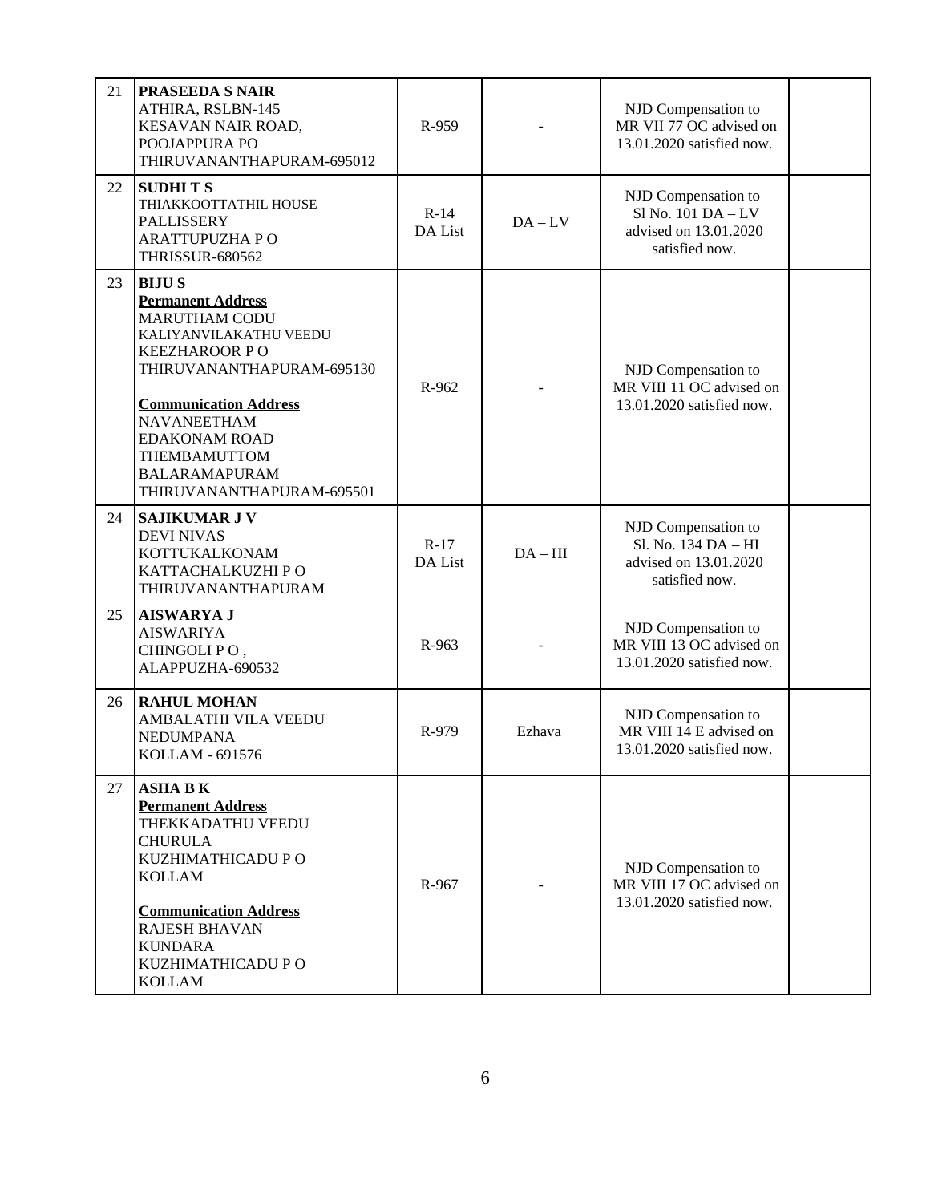| 21 | **PRASEEDA S NAIR**<br>ATHIRA, RSLBN-145<br>KESAVAN NAIR ROAD,<br>POOJAPPURA PO<br>THIRUVANANTHAPURAM-695012 | R-959 | - | NJD Compensation to MR VII 77 OC advised on 13.01.2020 satisfied now. | |
|---|---|---|---|---|---|
| 22 | **SUDHI T S**<br>THIAKKOOTTATHIL HOUSE<br>PALLISSERY<br>ARATTUPUZHA P O<br>THRISSUR-680562 | R-14 DA List | DA – LV | NJD Compensation to Sl No. 101 DA – LV advised on 13.01.2020 satisfied now. | |
| 23 | **BIJU S**<br>**Permanent Address**<br>MARUTHAM CODU<br>KALIYANVILAKATHU VEEDU<br>KEEZHAROOR P O<br>THIRUVANANTHAPURAM-695130<br><br>**Communication Address**<br>NAVANEETHAM<br>EDAKONAM ROAD<br>THEMBAMUTTOM<br>BALARAMAPURAM<br>THIRUVANANTHAPURAM-695501 | R-962 | - | NJD Compensation to MR VIII 11 OC advised on 13.01.2020 satisfied now. | |
| 24 | **SAJIKUMAR J V**<br>DEVI NIVAS<br>KOTTUKALKONAM<br>KATTACHALKUZHI P O<br>THIRUVANANTHAPURAM | R-17 DA List | DA – HI | NJD Compensation to Sl. No. 134 DA – HI advised on 13.01.2020 satisfied now. | |
| 25 | **AISWARYA J**<br>AISWARIYA<br>CHINGOLI P O ,<br>ALAPPUZHA-690532 | R-963 | - | NJD Compensation to MR VIII 13 OC advised on 13.01.2020 satisfied now. | |
| 26 | **RAHUL MOHAN**<br>AMBALATHI VILA VEEDU<br>NEDUMPANA<br>KOLLAM - 691576 | R-979 | Ezhava | NJD Compensation to MR VIII 14 E advised on 13.01.2020 satisfied now. | |
| 27 | **ASHA B K**<br>**Permanent Address**<br>THEKKADATHU VEEDU<br>CHURULA<br>KUZHIMATHICADU P O<br>KOLLAM<br><br>**Communication Address**<br>RAJESH BHAVAN<br>KUNDARA<br>KUZHIMATHICADU P O<br>KOLLAM | R-967 | - | NJD Compensation to MR VIII 17 OC advised on 13.01.2020 satisfied now. | |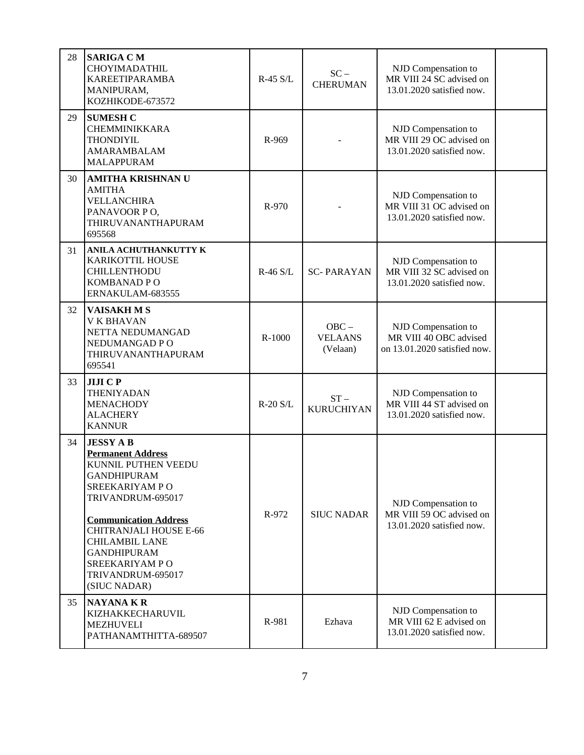| | | | | | |
|---|---|---|---|---|---|
| 28 | **SARIGA C M**<br>CHOYIMADATHIL<br>KAREETIPARAMBA<br>MANIPURAM,<br>KOZHIKODE-673572 | R-45 S/L | SC – CHERUMAN | NJD Compensation to MR VIII 24 SC advised on 13.01.2020 satisfied now. | |
| 29 | **SUMESH C**<br>CHEMMINIKKARA<br>THONDIYIL<br>AMARAMBALAM<br>MALAPPURAM | R-969 | - | NJD Compensation to MR VIII 29 OC advised on 13.01.2020 satisfied now. | |
| 30 | **AMITHA KRISHNAN U**<br>AMITHA<br>VELLANCHIRA<br>PANAVOOR P O,<br>THIRUVANANTHAPURAM<br>695568 | R-970 | - | NJD Compensation to MR VIII 31 OC advised on 13.01.2020 satisfied now. | |
| 31 | **ANILA ACHUTHANKUTTY K**<br>KARIKOTTIL HOUSE<br>CHILLENTHODU<br>KOMBANAD P O<br>ERNAKULAM-683555 | R-46 S/L | SC- PARAYAN | NJD Compensation to MR VIII 32 SC advised on 13.01.2020 satisfied now. | |
| 32 | **VAISAKH M S**<br>V K BHAVAN<br>NETTA NEDUMANGAD<br>NEDUMANGAD P O<br>THIRUVANANTHAPURAM<br>695541 | R-1000 | OBC – VELAANS (Velaan) | NJD Compensation to MR VIII 40 OBC advised on 13.01.2020 satisfied now. | |
| 33 | **JIJI C P**<br>THENIYADAN<br>MENACHODY<br>ALACHERY<br>KANNUR | R-20 S/L | ST – KURUCHIYAN | NJD Compensation to MR VIII 44 ST advised on 13.01.2020 satisfied now. | |
| 34 | **JESSY A B**<br>**Permanent Address**<br>KUNNIL PUTHEN VEEDU<br>GANDHIPURAM<br>SREEKARIYAM P O<br>TRIVANDRUM-695017<br><br>**Communication Address**<br>CHITRANJALI HOUSE E-66<br>CHILAMBIL LANE<br>GANDHIPURAM<br>SREEKARIYAM P O<br>TRIVANDRUM-695017<br>(SIUC NADAR) | R-972 | SIUC NADAR | NJD Compensation to MR VIII 59 OC advised on 13.01.2020 satisfied now. | |
| 35 | **NAYANA K R**<br>KIZHAKKECHARUVIL<br>MEZHUVELI<br>PATHANAMTHITTA-689507 | R-981 | Ezhava | NJD Compensation to MR VIII 62 E advised on 13.01.2020 satisfied now. | |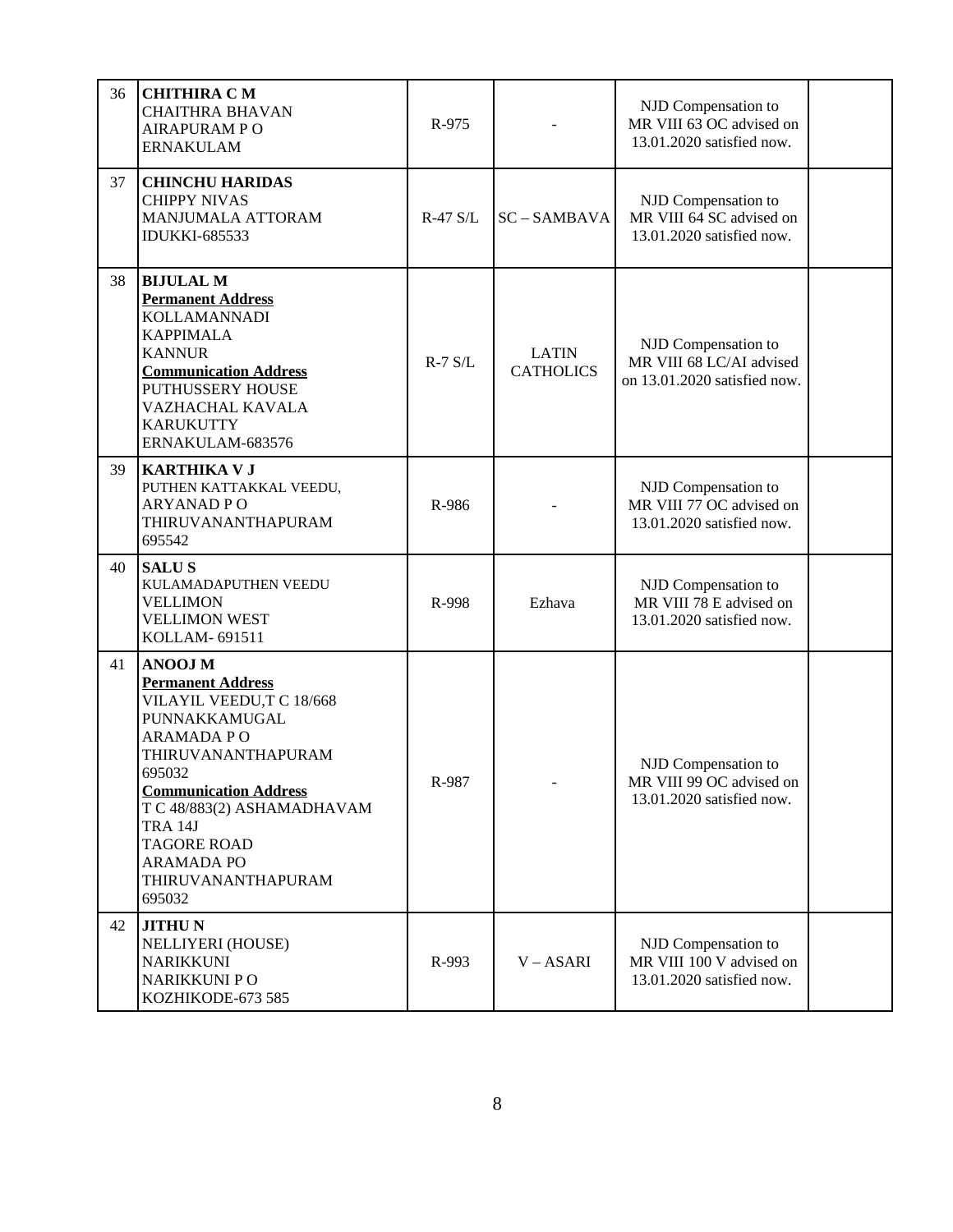| 36 | **CHITHIRA C M**<br>CHAITHRA BHAVAN<br>AIRAPURAM P O<br>ERNAKULAM | R-975 | - | NJD Compensation to MR VIII 63 OC advised on 13.01.2020 satisfied now. | |
|---|---|---|---|---|---|
| 37 | **CHINCHU HARIDAS**<br>CHIPPY NIVAS<br>MANJUMALA ATTORAM<br>IDUKKI-685533 | R-47 S/L | SC – SAMBAVA | NJD Compensation to MR VIII 64 SC advised on 13.01.2020 satisfied now. | |
| 38 | **BIJULAL M**<br>**Permanent Address**<br>KOLLAMANNADI<br>KAPPIMALA<br>KANNUR<br>**Communication Address**<br>PUTHUSSERY HOUSE<br>VAZHACHAL KAVALA<br>KARUKUTTY<br>ERNAKULAM-683576 | R-7 S/L | LATIN CATHOLICS | NJD Compensation to MR VIII 68 LC/AI advised on 13.01.2020 satisfied now. | |
| 39 | **KARTHIKA V J**<br>PUTHEN KATTAKKAL VEEDU,<br>ARYANAD P O<br>THIRUVANANTHAPURAM<br>695542 | R-986 | - | NJD Compensation to MR VIII 77 OC advised on 13.01.2020 satisfied now. | |
| 40 | **SALU S**<br>KULAMADAPUTHEN VEEDU<br>VELLIMON<br>VELLIMON WEST<br>KOLLAM- 691511 | R-998 | Ezhava | NJD Compensation to MR VIII 78 E advised on 13.01.2020 satisfied now. | |
| 41 | **ANOOJ M**<br>**Permanent Address**<br>VILAYIL VEEDU,T C 18/668<br>PUNNAKKAMUGAL<br>ARAMADA P O<br>THIRUVANANTHAPURAM<br>695032<br>**Communication Address**<br>T C 48/883(2) ASHAMADHAVAM<br>TRA 14J<br>TAGORE ROAD<br>ARAMADA PO<br>THIRUVANANTHAPURAM<br>695032 | R-987 | - | NJD Compensation to MR VIII 99 OC advised on 13.01.2020 satisfied now. | |
| 42 | **JITHU N**<br>NELLIYERI (HOUSE)<br>NARIKKUNI<br>NARIKKUNI P O<br>KOZHIKODE-673 585 | R-993 | V – ASARI | NJD Compensation to MR VIII 100 V advised on 13.01.2020 satisfied now. | |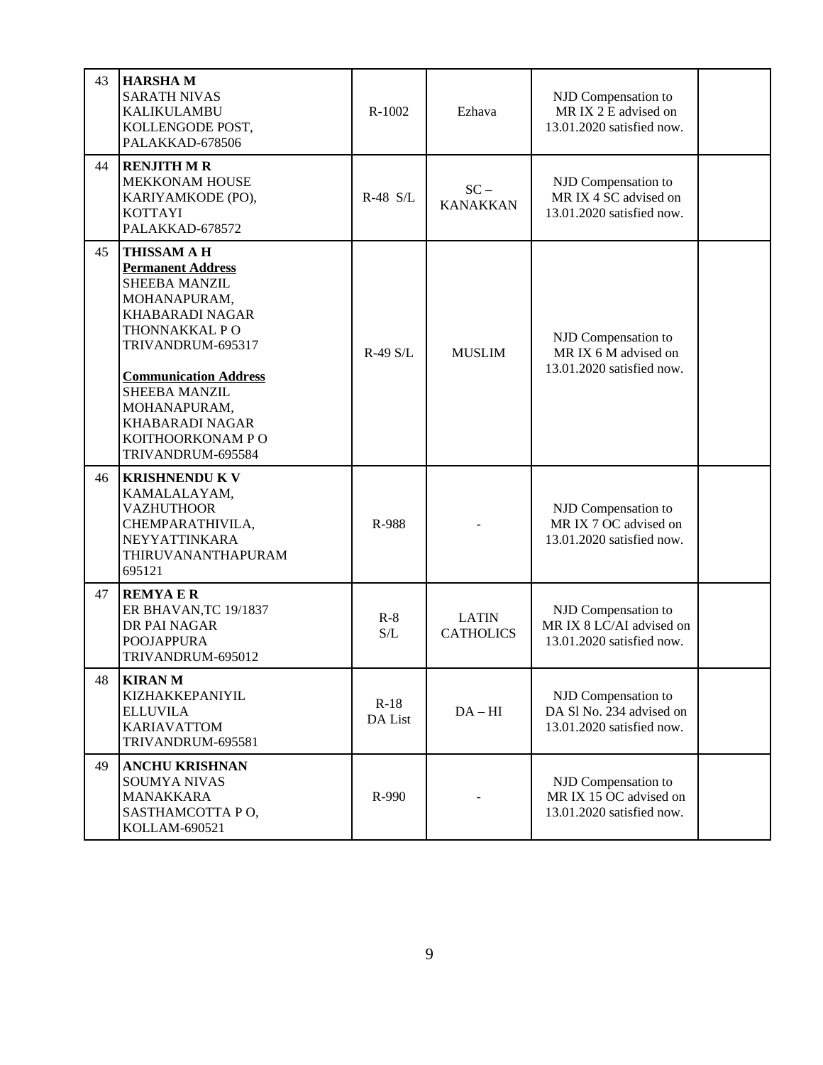| 43 | **HARSHA M**<br>SARATH NIVAS<br>KALIKULAMBU<br>KOLLENGODE POST,<br>PALAKKAD-678506 | R-1002 | Ezhava | NJD Compensation to MR IX 2 E advised on 13.01.2020 satisfied now. | |
|---|---|---|---|---|---|
| 44 | **RENJITH M R**<br>MEKKONAM HOUSE<br>KARIYAMKODE (PO),<br>KOTTAYI<br>PALAKKAD-678572 | R-48 S/L | SC – KANAKKAN | NJD Compensation to MR IX 4 SC advised on 13.01.2020 satisfied now. | |
| 45 | **THISSAM A H**<br>**Permanent Address**<br>SHEEBA MANZIL<br>MOHANAPURAM,<br>KHABARADI NAGAR<br>THONNAKKAL P O<br>TRIVANDRUM-695317<br><br>**Communication Address**<br>SHEEBA MANZIL<br>MOHANAPURAM,<br>KHABARADI NAGAR<br>KOITHOORKONAM P O<br>TRIVANDRUM-695584 | R-49 S/L | MUSLIM | NJD Compensation to MR IX 6 M advised on 13.01.2020 satisfied now. | |
| 46 | **KRISHNENDU K V**<br>KAMALALAYAM,<br>VAZHUTHOOR<br>CHEMPARATHIVILA,<br>NEYYATTINKARA<br>THIRUVANANTHAPURAM<br>695121 | R-988 | - | NJD Compensation to MR IX 7 OC advised on 13.01.2020 satisfied now. | |
| 47 | **REMYA E R**<br>ER BHAVAN,TC 19/1837<br>DR PAI NAGAR<br>POOJAPPURA<br>TRIVANDRUM-695012 | R-8 S/L | LATIN CATHOLICS | NJD Compensation to MR IX 8 LC/AI advised on 13.01.2020 satisfied now. | |
| 48 | **KIRAN M**<br>KIZHAKKEPANIYIL<br>ELLUVILA<br>KARIAVATTOM<br>TRIVANDRUM-695581 | R-18 DA List | DA – HI | NJD Compensation to DA Sl No. 234 advised on 13.01.2020 satisfied now. | |
| 49 | **ANCHU KRISHNAN**<br>SOUMYA NIVAS<br>MANAKKARA<br>SASTHAMCOTTA P O,<br>KOLLAM-690521 | R-990 | - | NJD Compensation to MR IX 15 OC advised on 13.01.2020 satisfied now. | |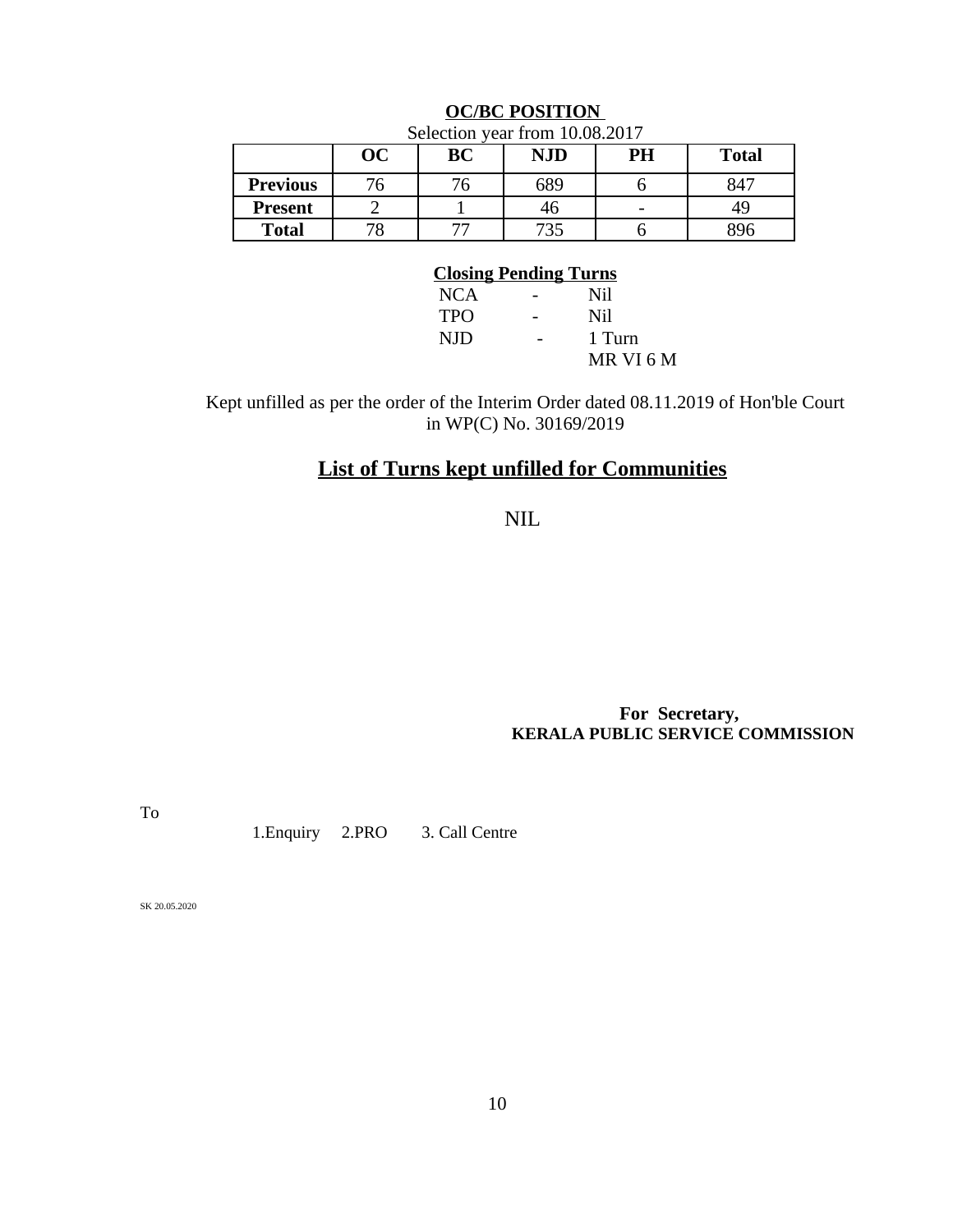**OC/BC POSITION**

Selection year from 10.08.2017

| | OC | BC | NJD | PH | Total |
|---|---|---|---|---|---|
| **Previous** | 76 | 76 | 689 | 6 | 847 |
| **Present** | 2 | 1 | 46 | - | 49 |
| **Total** | 78 | 77 | 735 | 6 | 896 |

**Closing Pending Turns**

NCA - Nil

TPO - Nil

NJD - 1 Turn

MR VI 6 M

Kept unfilled as per the order of the Interim Order dated 08.11.2019 of Hon'ble Court in WP(C) No. 30169/2019

## List of Turns kept unfilled for Communities

NIL

**For Secretary,**
**KERALA PUBLIC SERVICE COMMISSION**

To

1.Enquiry 2.PRO 3. Call Centre

SK 20.05.2020